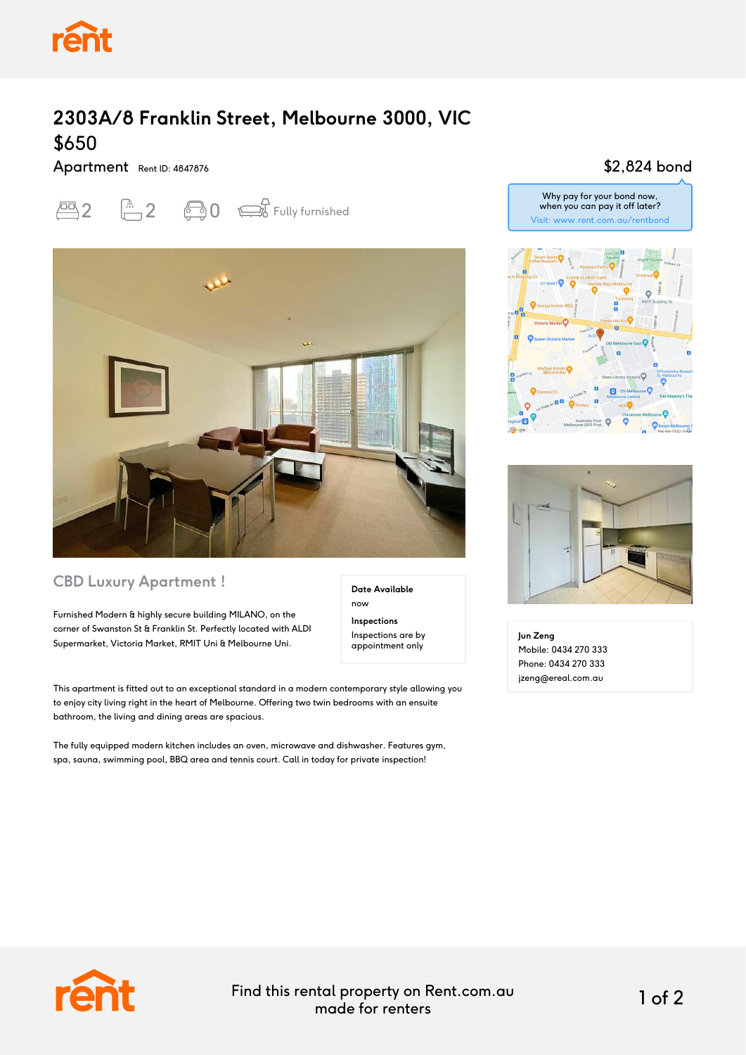# 2303A/8 Franklin Street, Melbourne 3000, VIC

## $650

Apartment Rent ID: 4847876

2 | 2 | 0 | Fully furnished

$2,824 bond

Why pay for your bond now, when you can pay it off later?
Visit: www.rent.com.au/rentbond

## CBD Luxury Apartment !

Furnished Modern & highly secure building MILANO, on the corner of Swanston St & Franklin St. Perfectly located with ALDI Supermarket, Victoria Market, RMIT Uni & Melbourne Uni.

**Date Available**
now

**Inspections**
Inspections are by appointment only

This apartment is fitted out to an exceptional standard in a modern contemporary style allowing you to enjoy city living right in the heart of Melbourne. Offering two twin bedrooms with an ensuite bathroom, the living and dining areas are spacious.

The fully equipped modern kitchen includes an oven, microwave and dishwasher. Features gym, spa, sauna, swimming pool, BBQ area and tennis court. Call in today for private inspection!

**Jun Zeng**
Mobile: 0434 270 333
Phone: 0434 270 333
jzeng@ereal.com.au

Find this rental property on Rent.com.au made for renters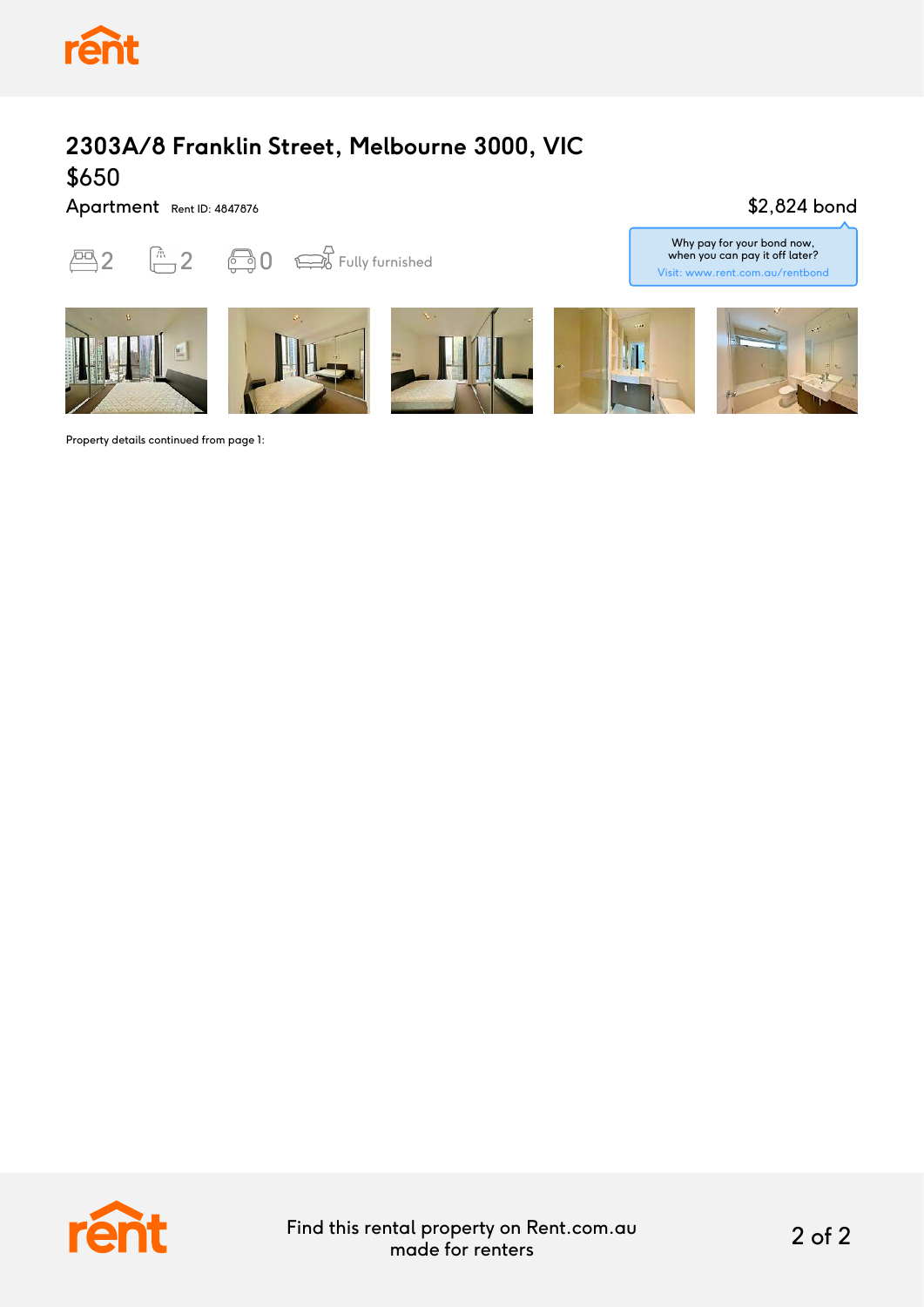# 2303A/8 Franklin Street, Melbourne 3000, VIC

$650

Apartment Rent ID: 4847876

$2,824 bond

2 2 0 Fully furnished

Why pay for your bond now, when you can pay it off later?
Visit: www.rent.com.au/rentbond

Property details continued from page 1:

Find this rental property on Rent.com.au made for renters